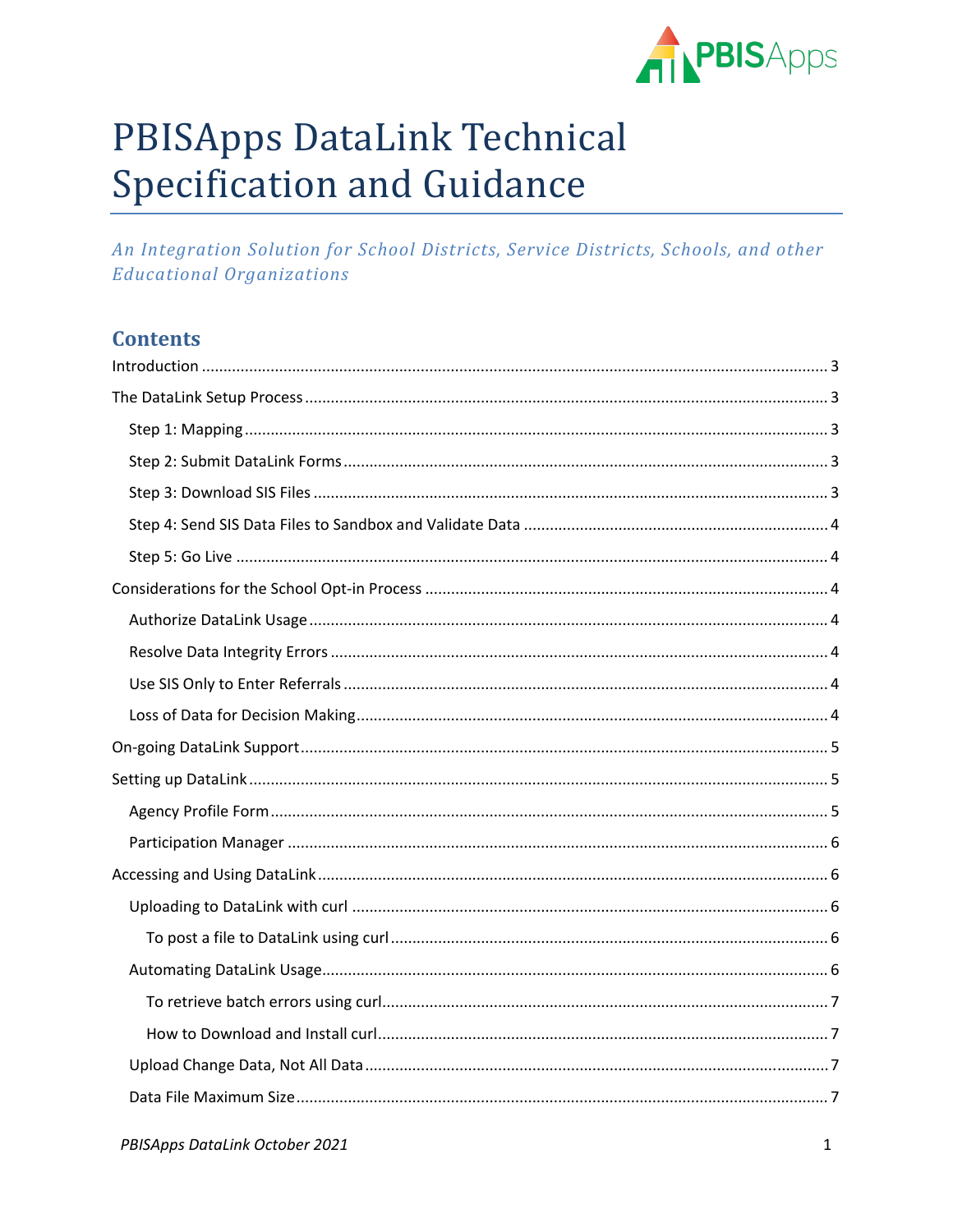# PBISApps DataLink Technical Specification and Guidance

*An Integration Solution for School Districts, Service Districts, Schools, and other Educational Organizations*

## Contents

Introduction ..... 3
The DataLink Setup Process ..... 3
- Step 1: Mapping ..... 3
- Step 2: Submit DataLink Forms ..... 3
- Step 3: Download SIS Files ..... 3
- Step 4: Send SIS Data Files to Sandbox and Validate Data ..... 4
- Step 5: Go Live ..... 4

Considerations for the School Opt-in Process ..... 4
- Authorize DataLink Usage ..... 4
- Resolve Data Integrity Errors ..... 4
- Use SIS Only to Enter Referrals ..... 4
- Loss of Data for Decision Making ..... 4

On-going DataLink Support ..... 5
Setting up DataLink ..... 5
- Agency Profile Form ..... 5
- Participation Manager ..... 6

Accessing and Using DataLink ..... 6
- Uploading to DataLink with curl ..... 6
  - To post a file to DataLink using curl ..... 6
- Automating DataLink Usage ..... 6
  - To retrieve batch errors using curl ..... 7
  - How to Download and Install curl ..... 7
- Upload Change Data, Not All Data ..... 7
- Data File Maximum Size ..... 7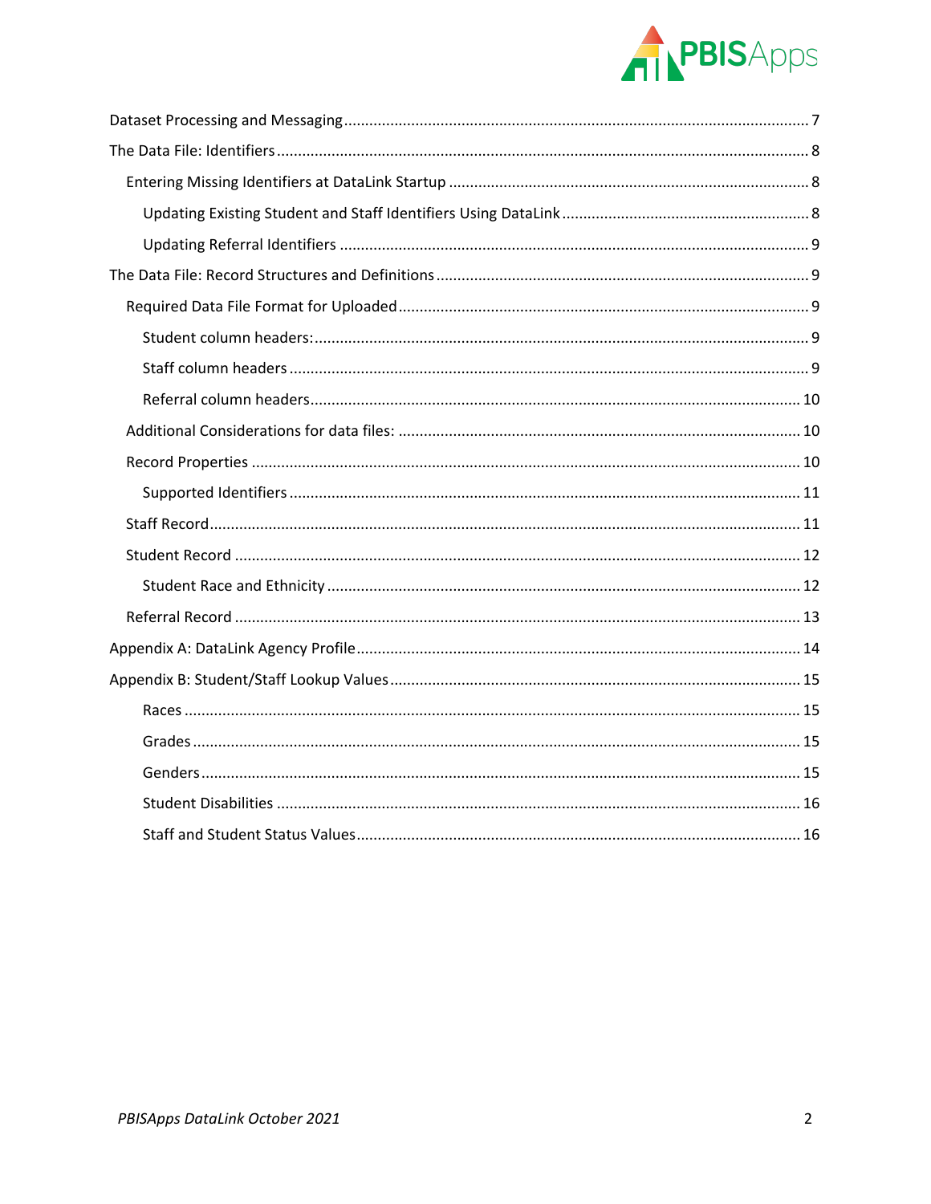Dataset Processing and Messaging .................................................. 7

The Data File: Identifiers .................................................. 8

- Entering Missing Identifiers at DataLink Startup .................................................. 8
  - Updating Existing Student and Staff Identifiers Using DataLink .................................................. 8
  - Updating Referral Identifiers .................................................. 9

The Data File: Record Structures and Definitions .................................................. 9

- Required Data File Format for Uploaded .................................................. 9
  - Student column headers: .................................................. 9
  - Staff column headers .................................................. 9
  - Referral column headers .................................................. 10
- Additional Considerations for data files: .................................................. 10
- Record Properties .................................................. 10
  - Supported Identifiers .................................................. 11
- Staff Record .................................................. 11
- Student Record .................................................. 12
  - Student Race and Ethnicity .................................................. 12
- Referral Record .................................................. 13

Appendix A: DataLink Agency Profile .................................................. 14

Appendix B: Student/Staff Lookup Values .................................................. 15

- Races .................................................. 15
- Grades .................................................. 15
- Genders .................................................. 15
- Student Disabilities .................................................. 16
- Staff and Student Status Values .................................................. 16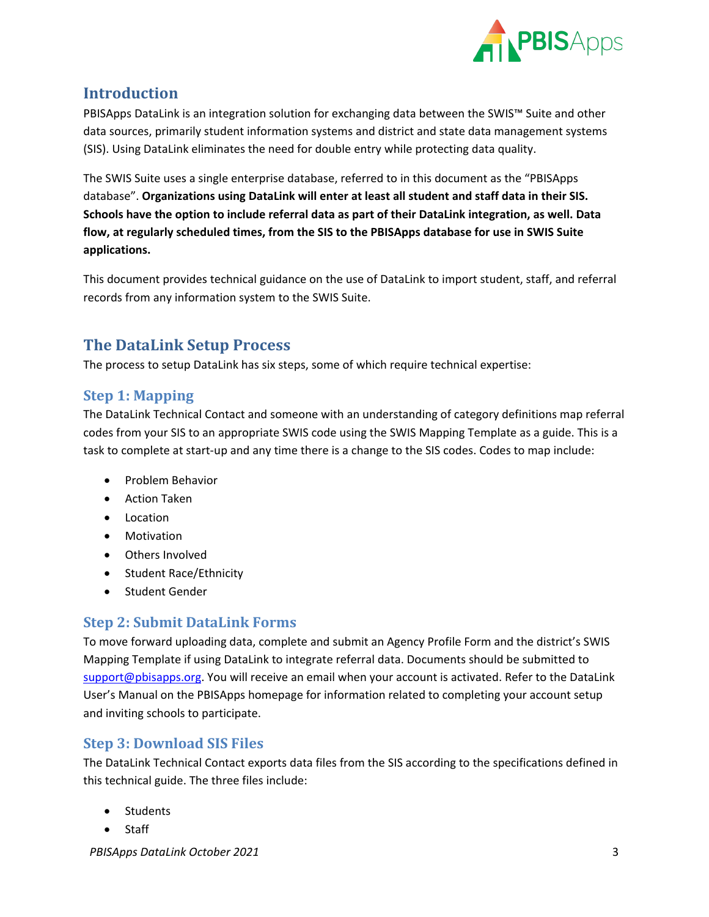## Introduction

PBISApps DataLink is an integration solution for exchanging data between the SWIS™ Suite and other data sources, primarily student information systems and district and state data management systems (SIS). Using DataLink eliminates the need for double entry while protecting data quality.

The SWIS Suite uses a single enterprise database, referred to in this document as the "PBISApps database". **Organizations using DataLink will enter at least all student and staff data in their SIS. Schools have the option to include referral data as part of their DataLink integration, as well. Data flow, at regularly scheduled times, from the SIS to the PBISApps database for use in SWIS Suite applications.**

This document provides technical guidance on the use of DataLink to import student, staff, and referral records from any information system to the SWIS Suite.

## The DataLink Setup Process

The process to setup DataLink has six steps, some of which require technical expertise:

### Step 1: Mapping

The DataLink Technical Contact and someone with an understanding of category definitions map referral codes from your SIS to an appropriate SWIS code using the SWIS Mapping Template as a guide. This is a task to complete at start-up and any time there is a change to the SIS codes. Codes to map include:

- Problem Behavior
- Action Taken
- Location
- Motivation
- Others Involved
- Student Race/Ethnicity
- Student Gender

### Step 2: Submit DataLink Forms

To move forward uploading data, complete and submit an Agency Profile Form and the district's SWIS Mapping Template if using DataLink to integrate referral data. Documents should be submitted to support@pbisapps.org. You will receive an email when your account is activated. Refer to the DataLink User's Manual on the PBISApps homepage for information related to completing your account setup and inviting schools to participate.

### Step 3: Download SIS Files

The DataLink Technical Contact exports data files from the SIS according to the specifications defined in this technical guide. The three files include:

- Students
- Staff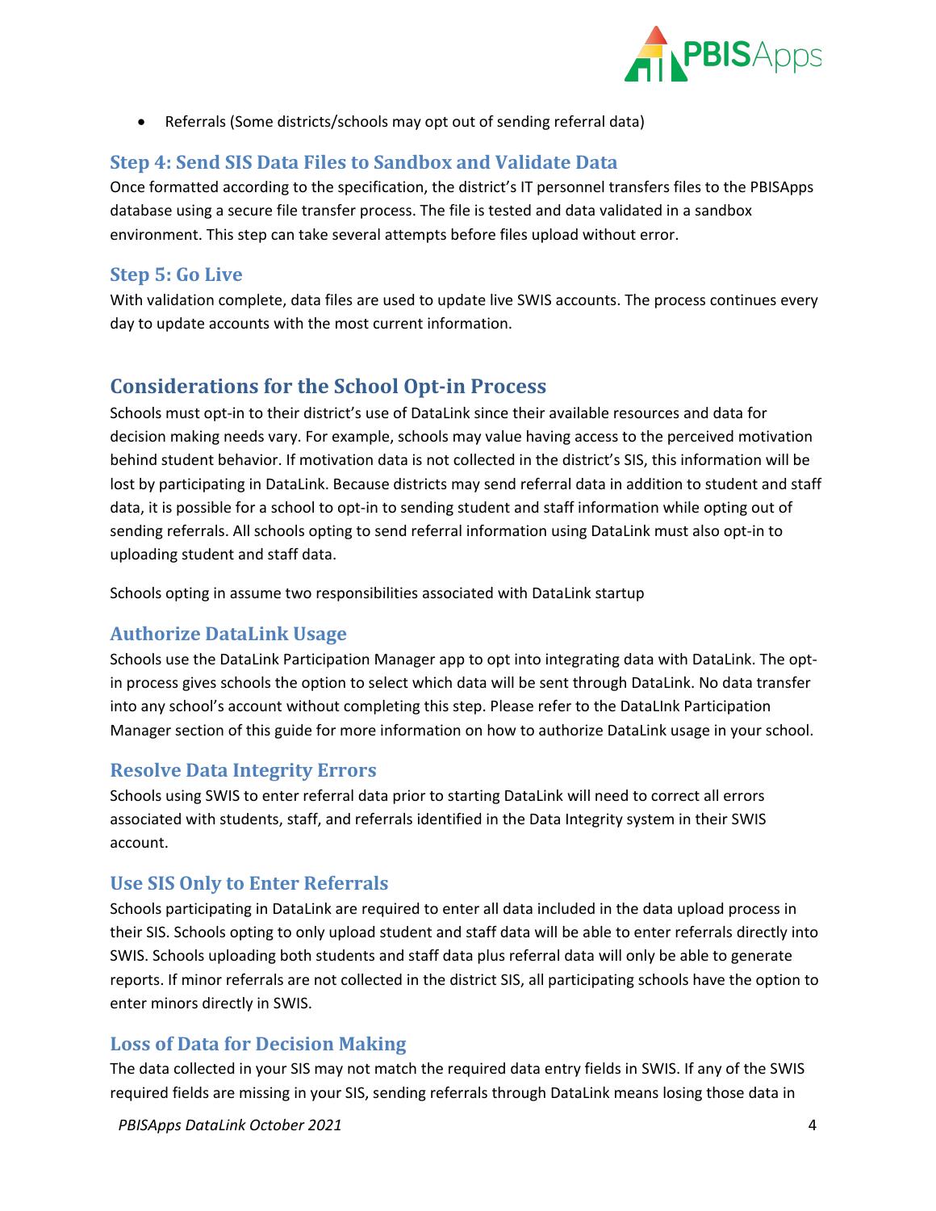- Referrals (Some districts/schools may opt out of sending referral data)

### Step 4: Send SIS Data Files to Sandbox and Validate Data

Once formatted according to the specification, the district's IT personnel transfers files to the PBISApps database using a secure file transfer process. The file is tested and data validated in a sandbox environment. This step can take several attempts before files upload without error.

### Step 5: Go Live

With validation complete, data files are used to update live SWIS accounts. The process continues every day to update accounts with the most current information.

## Considerations for the School Opt-in Process

Schools must opt-in to their district's use of DataLink since their available resources and data for decision making needs vary. For example, schools may value having access to the perceived motivation behind student behavior. If motivation data is not collected in the district's SIS, this information will be lost by participating in DataLink. Because districts may send referral data in addition to student and staff data, it is possible for a school to opt-in to sending student and staff information while opting out of sending referrals. All schools opting to send referral information using DataLink must also opt-in to uploading student and staff data.

Schools opting in assume two responsibilities associated with DataLink startup

### Authorize DataLink Usage

Schools use the DataLink Participation Manager app to opt into integrating data with DataLink. The opt-in process gives schools the option to select which data will be sent through DataLink. No data transfer into any school's account without completing this step. Please refer to the DataLInk Participation Manager section of this guide for more information on how to authorize DataLink usage in your school.

### Resolve Data Integrity Errors

Schools using SWIS to enter referral data prior to starting DataLink will need to correct all errors associated with students, staff, and referrals identified in the Data Integrity system in their SWIS account.

### Use SIS Only to Enter Referrals

Schools participating in DataLink are required to enter all data included in the data upload process in their SIS. Schools opting to only upload student and staff data will be able to enter referrals directly into SWIS. Schools uploading both students and staff data plus referral data will only be able to generate reports. If minor referrals are not collected in the district SIS, all participating schools have the option to enter minors directly in SWIS.

### Loss of Data for Decision Making

The data collected in your SIS may not match the required data entry fields in SWIS. If any of the SWIS required fields are missing in your SIS, sending referrals through DataLink means losing those data in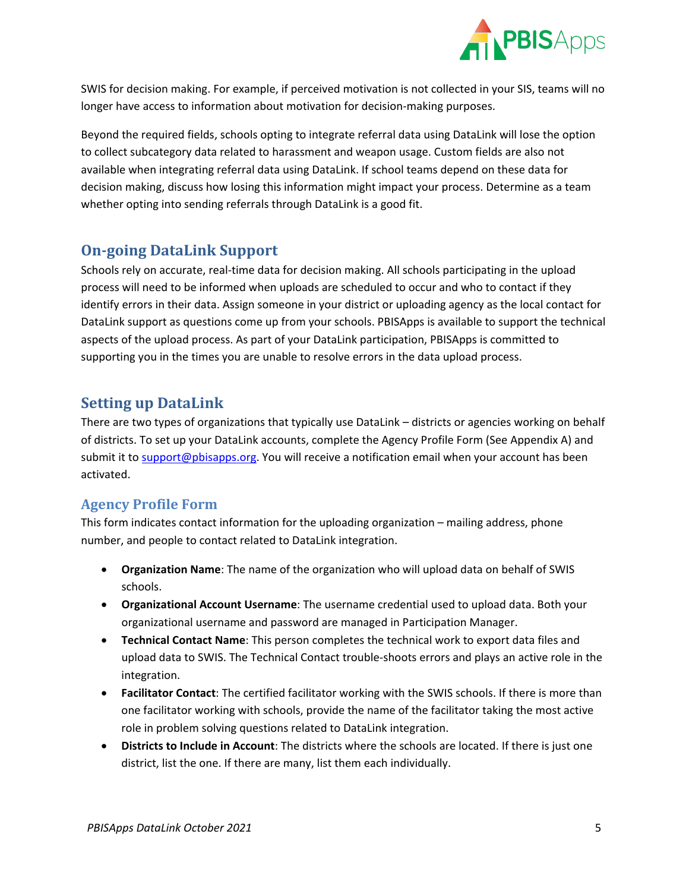SWIS for decision making. For example, if perceived motivation is not collected in your SIS, teams will no longer have access to information about motivation for decision-making purposes.

Beyond the required fields, schools opting to integrate referral data using DataLink will lose the option to collect subcategory data related to harassment and weapon usage. Custom fields are also not available when integrating referral data using DataLink. If school teams depend on these data for decision making, discuss how losing this information might impact your process. Determine as a team whether opting into sending referrals through DataLink is a good fit.

## On-going DataLink Support

Schools rely on accurate, real-time data for decision making. All schools participating in the upload process will need to be informed when uploads are scheduled to occur and who to contact if they identify errors in their data. Assign someone in your district or uploading agency as the local contact for DataLink support as questions come up from your schools. PBISApps is available to support the technical aspects of the upload process. As part of your DataLink participation, PBISApps is committed to supporting you in the times you are unable to resolve errors in the data upload process.

## Setting up DataLink

There are two types of organizations that typically use DataLink – districts or agencies working on behalf of districts. To set up your DataLink accounts, complete the Agency Profile Form (See Appendix A) and submit it to support@pbisapps.org. You will receive a notification email when your account has been activated.

### Agency Profile Form

This form indicates contact information for the uploading organization – mailing address, phone number, and people to contact related to DataLink integration.

- **Organization Name**: The name of the organization who will upload data on behalf of SWIS schools.
- **Organizational Account Username**: The username credential used to upload data. Both your organizational username and password are managed in Participation Manager.
- **Technical Contact Name**: This person completes the technical work to export data files and upload data to SWIS. The Technical Contact trouble-shoots errors and plays an active role in the integration.
- **Facilitator Contact**: The certified facilitator working with the SWIS schools. If there is more than one facilitator working with schools, provide the name of the facilitator taking the most active role in problem solving questions related to DataLink integration.
- **Districts to Include in Account**: The districts where the schools are located. If there is just one district, list the one. If there are many, list them each individually.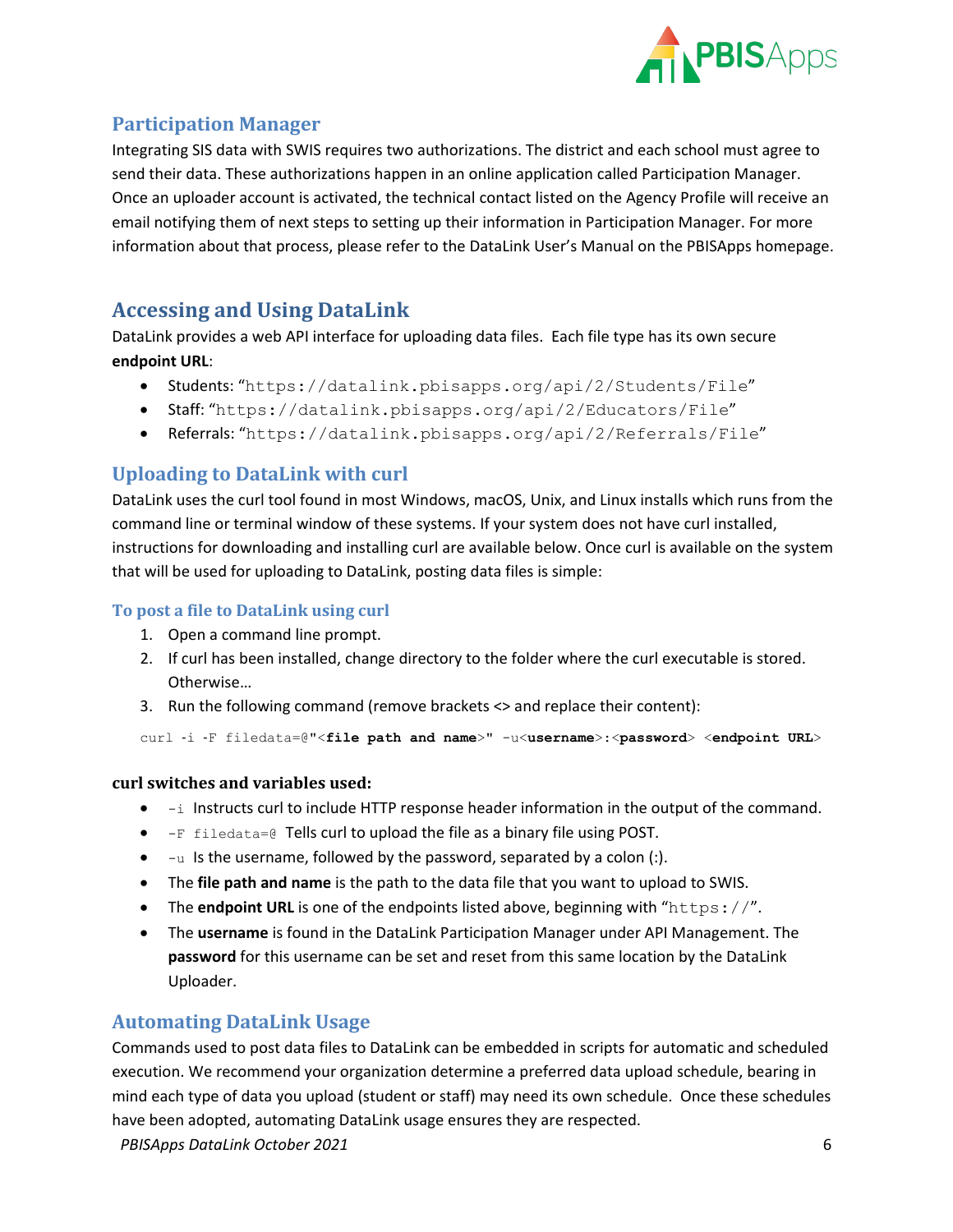## Participation Manager

Integrating SIS data with SWIS requires two authorizations. The district and each school must agree to send their data. These authorizations happen in an online application called Participation Manager. Once an uploader account is activated, the technical contact listed on the Agency Profile will receive an email notifying them of next steps to setting up their information in Participation Manager. For more information about that process, please refer to the DataLink User's Manual on the PBISApps homepage.

## Accessing and Using DataLink

DataLink provides a web API interface for uploading data files. Each file type has its own secure **endpoint URL**:

- Students: "`https://datalink.pbisapps.org/api/2/Students/File`"
- Staff: "`https://datalink.pbisapps.org/api/2/Educators/File`"
- Referrals: "`https://datalink.pbisapps.org/api/2/Referrals/File`"

## Uploading to DataLink with curl

DataLink uses the curl tool found in most Windows, macOS, Unix, and Linux installs which runs from the command line or terminal window of these systems. If your system does not have curl installed, instructions for downloading and installing curl are available below. Once curl is available on the system that will be used for uploading to DataLink, posting data files is simple:

### To post a file to DataLink using curl

1. Open a command line prompt.
2. If curl has been installed, change directory to the folder where the curl executable is stored. Otherwise…
3. Run the following command (remove brackets <> and replace their content):

```
curl -i -F filedata=@"<file path and name>" -u<username>:<password> <endpoint URL>
```

**curl switches and variables used:**

- `-i` Instructs curl to include HTTP response header information in the output of the command.
- `-F filedata=@` Tells curl to upload the file as a binary file using POST.
- `-u` Is the username, followed by the password, separated by a colon (:).
- The **file path and name** is the path to the data file that you want to upload to SWIS.
- The **endpoint URL** is one of the endpoints listed above, beginning with "`https://`".
- The **username** is found in the DataLink Participation Manager under API Management. The **password** for this username can be set and reset from this same location by the DataLink Uploader.

## Automating DataLink Usage

Commands used to post data files to DataLink can be embedded in scripts for automatic and scheduled execution. We recommend your organization determine a preferred data upload schedule, bearing in mind each type of data you upload (student or staff) may need its own schedule. Once these schedules have been adopted, automating DataLink usage ensures they are respected.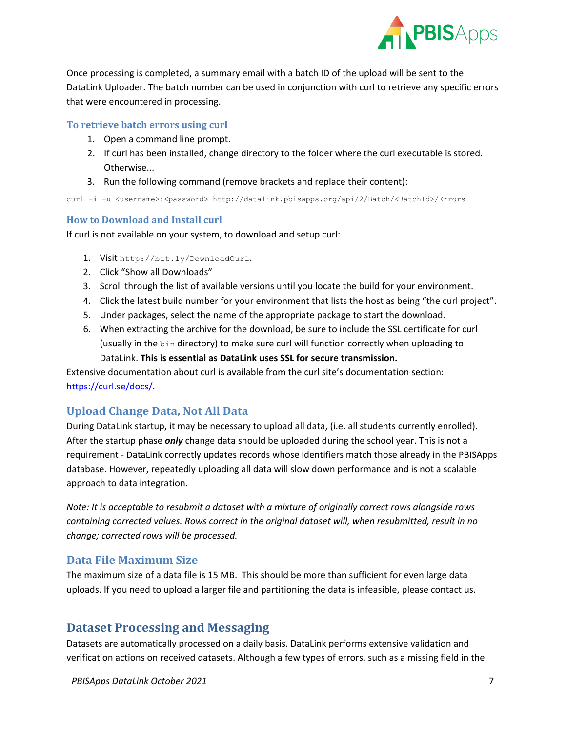Once processing is completed, a summary email with a batch ID of the upload will be sent to the DataLink Uploader. The batch number can be used in conjunction with curl to retrieve any specific errors that were encountered in processing.

### To retrieve batch errors using curl

1. Open a command line prompt.
2. If curl has been installed, change directory to the folder where the curl executable is stored. Otherwise...
3. Run the following command (remove brackets and replace their content):

```
curl -i -u <username>:<password> http://datalink.pbisapps.org/api/2/Batch/<BatchId>/Errors
```

### How to Download and Install curl

If curl is not available on your system, to download and setup curl:

1. Visit `http://bit.ly/DownloadCurl`.
2. Click "Show all Downloads"
3. Scroll through the list of available versions until you locate the build for your environment.
4. Click the latest build number for your environment that lists the host as being "the curl project".
5. Under packages, select the name of the appropriate package to start the download.
6. When extracting the archive for the download, be sure to include the SSL certificate for curl (usually in the `bin` directory) to make sure curl will function correctly when uploading to DataLink. **This is essential as DataLink uses SSL for secure transmission.**

Extensive documentation about curl is available from the curl site's documentation section: https://curl.se/docs/.

## Upload Change Data, Not All Data

During DataLink startup, it may be necessary to upload all data, (i.e. all students currently enrolled). After the startup phase ***only*** change data should be uploaded during the school year. This is not a requirement - DataLink correctly updates records whose identifiers match those already in the PBISApps database. However, repeatedly uploading all data will slow down performance and is not a scalable approach to data integration.

*Note: It is acceptable to resubmit a dataset with a mixture of originally correct rows alongside rows containing corrected values. Rows correct in the original dataset will, when resubmitted, result in no change; corrected rows will be processed.*

## Data File Maximum Size

The maximum size of a data file is 15 MB. This should be more than sufficient for even large data uploads. If you need to upload a larger file and partitioning the data is infeasible, please contact us.

# Dataset Processing and Messaging

Datasets are automatically processed on a daily basis. DataLink performs extensive validation and verification actions on received datasets. Although a few types of errors, such as a missing field in the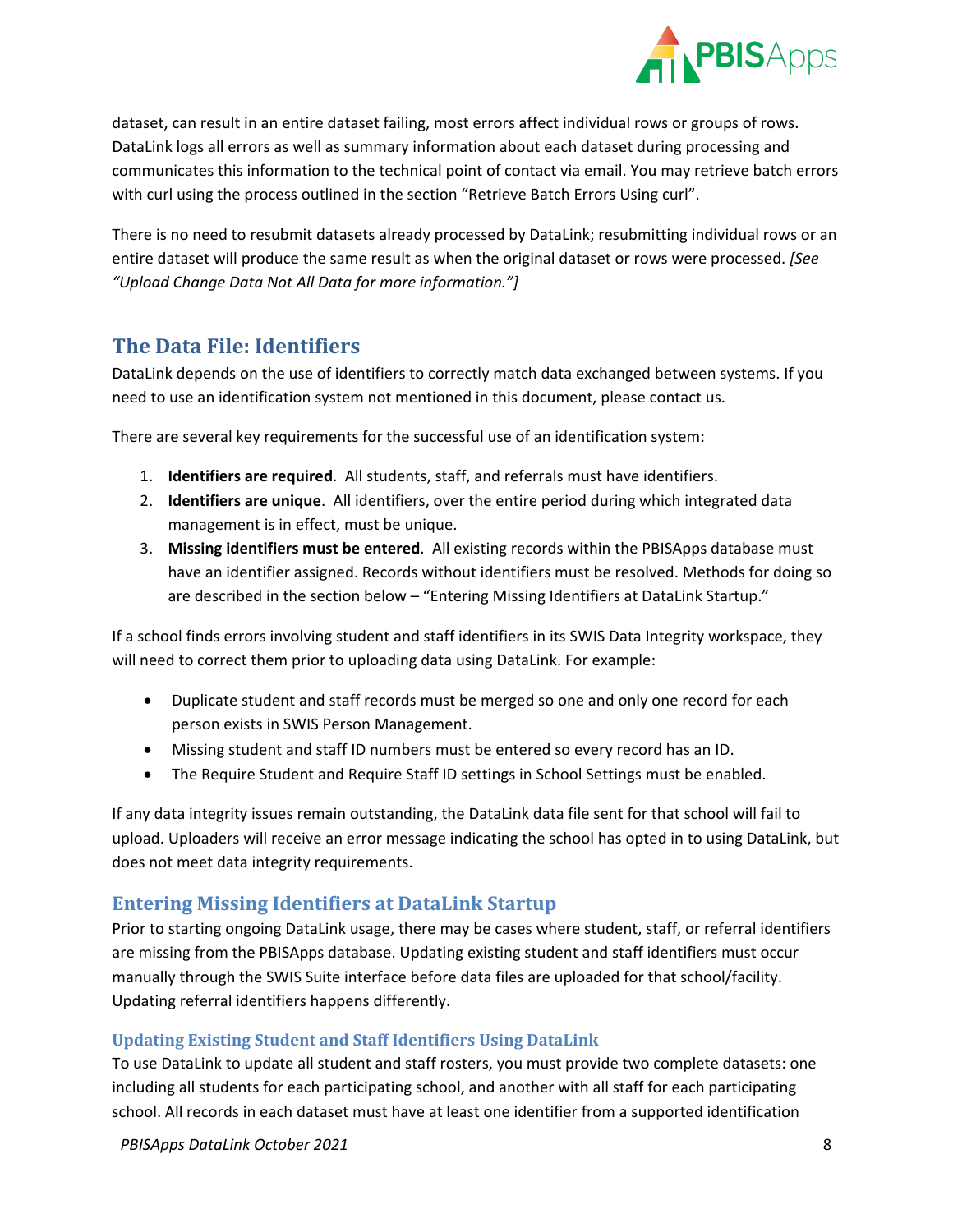dataset, can result in an entire dataset failing, most errors affect individual rows or groups of rows. DataLink logs all errors as well as summary information about each dataset during processing and communicates this information to the technical point of contact via email. You may retrieve batch errors with curl using the process outlined in the section "Retrieve Batch Errors Using curl".

There is no need to resubmit datasets already processed by DataLink; resubmitting individual rows or an entire dataset will produce the same result as when the original dataset or rows were processed. *[See "Upload Change Data Not All Data for more information."]*

## The Data File: Identifiers

DataLink depends on the use of identifiers to correctly match data exchanged between systems. If you need to use an identification system not mentioned in this document, please contact us.

There are several key requirements for the successful use of an identification system:

1. **Identifiers are required**. All students, staff, and referrals must have identifiers.
2. **Identifiers are unique**. All identifiers, over the entire period during which integrated data management is in effect, must be unique.
3. **Missing identifiers must be entered**. All existing records within the PBISApps database must have an identifier assigned. Records without identifiers must be resolved. Methods for doing so are described in the section below – "Entering Missing Identifiers at DataLink Startup."

If a school finds errors involving student and staff identifiers in its SWIS Data Integrity workspace, they will need to correct them prior to uploading data using DataLink. For example:

- Duplicate student and staff records must be merged so one and only one record for each person exists in SWIS Person Management.
- Missing student and staff ID numbers must be entered so every record has an ID.
- The Require Student and Require Staff ID settings in School Settings must be enabled.

If any data integrity issues remain outstanding, the DataLink data file sent for that school will fail to upload. Uploaders will receive an error message indicating the school has opted in to using DataLink, but does not meet data integrity requirements.

### Entering Missing Identifiers at DataLink Startup

Prior to starting ongoing DataLink usage, there may be cases where student, staff, or referral identifiers are missing from the PBISApps database. Updating existing student and staff identifiers must occur manually through the SWIS Suite interface before data files are uploaded for that school/facility. Updating referral identifiers happens differently.

#### Updating Existing Student and Staff Identifiers Using DataLink

To use DataLink to update all student and staff rosters, you must provide two complete datasets: one including all students for each participating school, and another with all staff for each participating school. All records in each dataset must have at least one identifier from a supported identification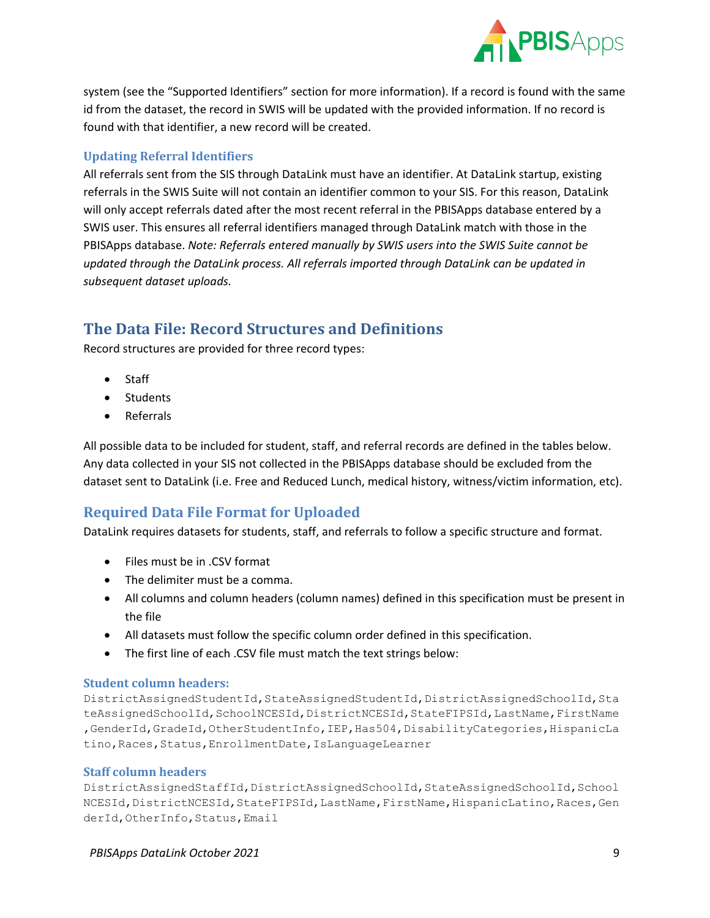system (see the "Supported Identifiers" section for more information). If a record is found with the same id from the dataset, the record in SWIS will be updated with the provided information. If no record is found with that identifier, a new record will be created.

### Updating Referral Identifiers

All referrals sent from the SIS through DataLink must have an identifier. At DataLink startup, existing referrals in the SWIS Suite will not contain an identifier common to your SIS. For this reason, DataLink will only accept referrals dated after the most recent referral in the PBISApps database entered by a SWIS user. This ensures all referral identifiers managed through DataLink match with those in the PBISApps database. *Note: Referrals entered manually by SWIS users into the SWIS Suite cannot be updated through the DataLink process. All referrals imported through DataLink can be updated in subsequent dataset uploads.*

## The Data File: Record Structures and Definitions

Record structures are provided for three record types:

- Staff
- Students
- Referrals

All possible data to be included for student, staff, and referral records are defined in the tables below. Any data collected in your SIS not collected in the PBISApps database should be excluded from the dataset sent to DataLink (i.e. Free and Reduced Lunch, medical history, witness/victim information, etc).

### Required Data File Format for Uploaded

DataLink requires datasets for students, staff, and referrals to follow a specific structure and format.

- Files must be in .CSV format
- The delimiter must be a comma.
- All columns and column headers (column names) defined in this specification must be present in the file
- All datasets must follow the specific column order defined in this specification.
- The first line of each .CSV file must match the text strings below:

#### Student column headers:

```
DistrictAssignedStudentId,StateAssignedStudentId,DistrictAssignedSchoolId,StateAssignedSchoolId,SchoolNCESId,DistrictNCESId,StateFIPSId,LastName,FirstName,GenderId,GradeId,OtherStudentInfo,IEP,Has504,DisabilityCategories,HispanicLatino,Races,Status,EnrollmentDate,IsLanguageLearner
```

#### Staff column headers

```
DistrictAssignedStaffId,DistrictAssignedSchoolId,StateAssignedSchoolId,SchoolNCESId,DistrictNCESId,StateFIPSId,LastName,FirstName,HispanicLatino,Races,GenderId,OtherInfo,Status,Email
```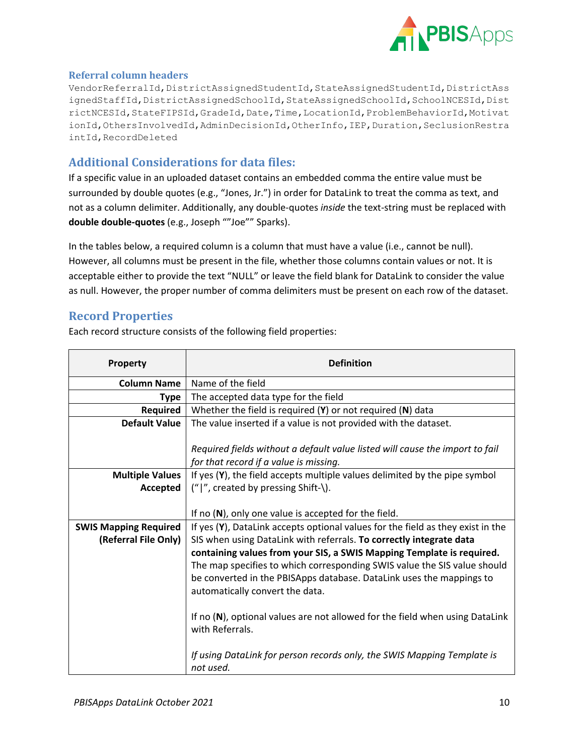### Referral column headers

```
VendorReferralId,DistrictAssignedStudentId,StateAssignedStudentId,DistrictAssignedStaffId,DistrictAssignedSchoolId,StateAssignedSchoolId,SchoolNCESId,DistrictNCESId,StateFIPSId,GradeId,Date,Time,LocationId,ProblemBehaviorId,MotivationId,OthersInvolvedId,AdminDecisionId,OtherInfo,IEP,Duration,SeclusionRestraintId,RecordDeleted
```

## Additional Considerations for data files:

If a specific value in an uploaded dataset contains an embedded comma the entire value must be surrounded by double quotes (e.g., "Jones, Jr.") in order for DataLink to treat the comma as text, and not as a column delimiter. Additionally, any double-quotes *inside* the text-string must be replaced with **double double-quotes** (e.g., Joseph ""Joe"" Sparks).

In the tables below, a required column is a column that must have a value (i.e., cannot be null). However, all columns must be present in the file, whether those columns contain values or not. It is acceptable either to provide the text "NULL" or leave the field blank for DataLink to consider the value as null. However, the proper number of comma delimiters must be present on each row of the dataset.

## Record Properties

Each record structure consists of the following field properties:

| Property | Definition |
|---|---|
| **Column Name** | Name of the field |
| **Type** | The accepted data type for the field |
| **Required** | Whether the field is required (**Y**) or not required (**N**) data |
| **Default Value** | The value inserted if a value is not provided with the dataset.<br><br>*Required fields without a default value listed will cause the import to fail for that record if a value is missing.* |
| **Multiple Values Accepted** | If yes (**Y**), the field accepts multiple values delimited by the pipe symbol ("\|", created by pressing Shift-\).<br><br>If no (**N**), only one value is accepted for the field. |
| **SWIS Mapping Required (Referral File Only)** | If yes (**Y**), DataLink accepts optional values for the field as they exist in the SIS when using DataLink with referrals. **To correctly integrate data containing values from your SIS, a SWIS Mapping Template is required.** The map specifies to which corresponding SWIS value the SIS value should be converted in the PBISApps database. DataLink uses the mappings to automatically convert the data.<br><br>If no (**N**), optional values are not allowed for the field when using DataLink with Referrals.<br><br>*If using DataLink for person records only, the SWIS Mapping Template is not used.* |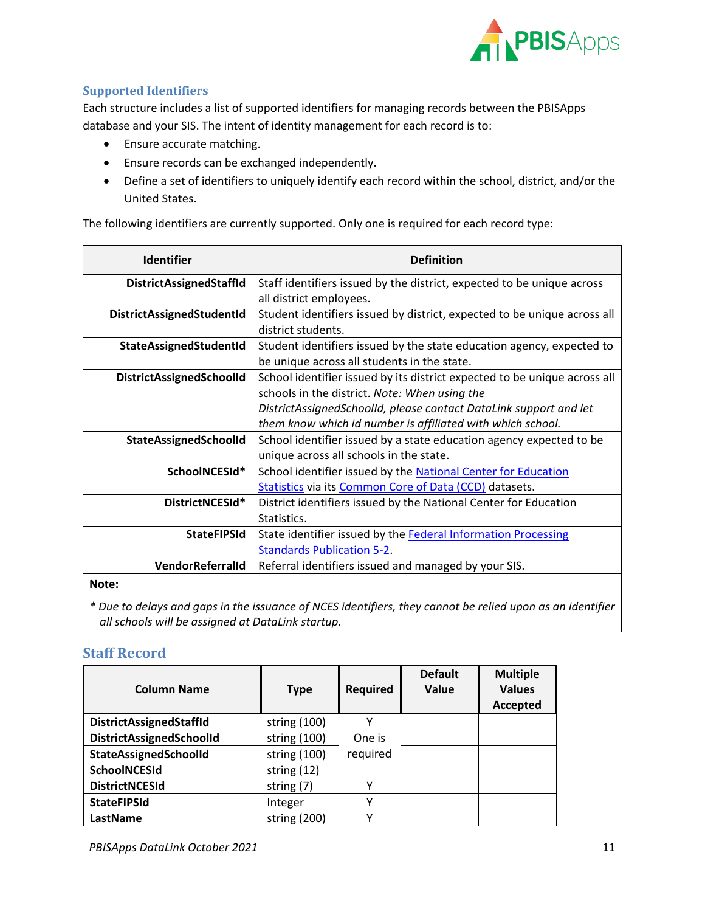### Supported Identifiers

Each structure includes a list of supported identifiers for managing records between the PBISApps database and your SIS. The intent of identity management for each record is to:

- Ensure accurate matching.
- Ensure records can be exchanged independently.
- Define a set of identifiers to uniquely identify each record within the school, district, and/or the United States.

The following identifiers are currently supported. Only one is required for each record type:

| Identifier | Definition |
|---|---|
| **DistrictAssignedStaffId** | Staff identifiers issued by the district, expected to be unique across all district employees. |
| **DistrictAssignedStudentId** | Student identifiers issued by district, expected to be unique across all district students. |
| **StateAssignedStudentId** | Student identifiers issued by the state education agency, expected to be unique across all students in the state. |
| **DistrictAssignedSchoolId** | School identifier issued by its district expected to be unique across all schools in the district. *Note: When using the DistrictAssignedSchoolId, please contact DataLink support and let them know which id number is affiliated with which school.* |
| **StateAssignedSchoolId** | School identifier issued by a state education agency expected to be unique across all schools in the state. |
| **SchoolNCESId*** | School identifier issued by the National Center for Education Statistics via its Common Core of Data (CCD) datasets. |
| **DistrictNCESId*** | District identifiers issued by the National Center for Education Statistics. |
| **StateFIPSId** | State identifier issued by the Federal Information Processing Standards Publication 5-2. |
| **VendorReferralId** | Referral identifiers issued and managed by your SIS. |

**Note:**

*\* Due to delays and gaps in the issuance of NCES identifiers, they cannot be relied upon as an identifier all schools will be assigned at DataLink startup.*

### Staff Record

| Column Name | Type | Required | Default Value | Multiple Values Accepted |
|---|---|---|---|---|
| **DistrictAssignedStaffId** | string (100) | Y | | |
| **DistrictAssignedSchoolId** | string (100) | One is required | | |
| **StateAssignedSchoolId** | string (100) | | | |
| **SchoolNCESId** | string (12) | | | |
| **DistrictNCESId** | string (7) | Y | | |
| **StateFIPSId** | Integer | Y | | |
| **LastName** | string (200) | Y | | |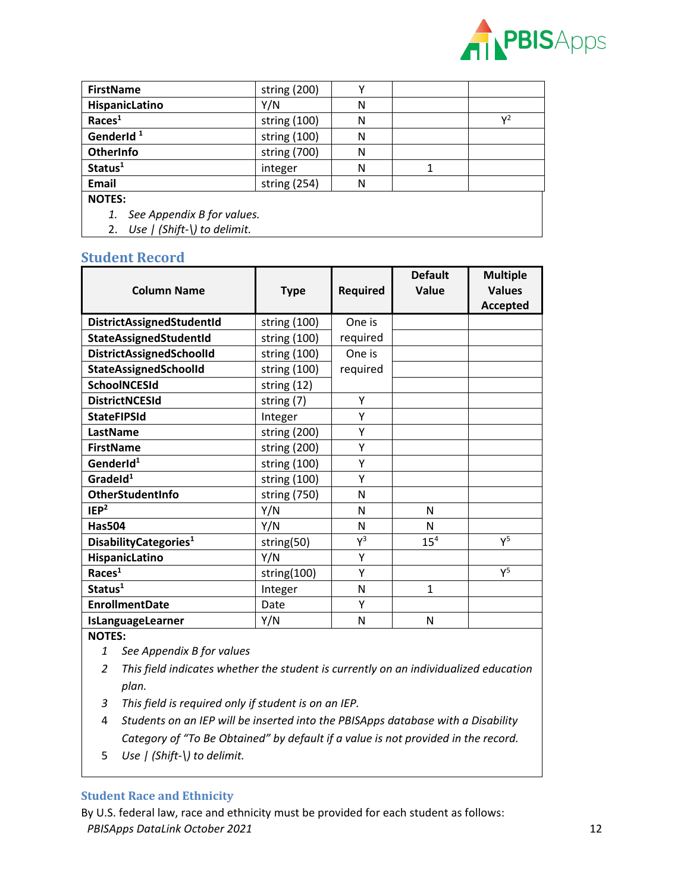| FirstName | string (200) | Y | | |
|---|---|---|---|---|
| HispanicLatino | Y/N | N | | |
| Races[1] | string (100) | N | | Y[2] |
| GenderId [1] | string (100) | N | | |
| OtherInfo | string (700) | N | | |
| Status[1] | integer | N | 1 | |
| Email | string (254) | N | | |

**NOTES:**

1. *See Appendix B for values.*
2. *Use | (Shift-\) to delimit.*

## Student Record

| Column Name | Type | Required | Default Value | Multiple Values Accepted |
|---|---|---|---|---|
| DistrictAssignedStudentId | string (100) | One is required | | |
| StateAssignedStudentId | string (100) | | | |
| DistrictAssignedSchoolId | string (100) | One is required | | |
| StateAssignedSchoolId | string (100) | | | |
| SchoolNCESId | string (12) | | | |
| DistrictNCESId | string (7) | Y | | |
| StateFIPSId | Integer | Y | | |
| LastName | string (200) | Y | | |
| FirstName | string (200) | Y | | |
| GenderId[1] | string (100) | Y | | |
| GradeId[1] | string (100) | Y | | |
| OtherStudentInfo | string (750) | N | | |
| IEP[2] | Y/N | N | N | |
| Has504 | Y/N | N | N | |
| DisabilityCategories[1] | string(50) | Y[3] | 15[4] | Y[5] |
| HispanicLatino | Y/N | Y | | |
| Races[1] | string(100) | Y | | Y[5] |
| Status[1] | Integer | N | 1 | |
| EnrollmentDate | Date | Y | | |
| IsLanguageLearner | Y/N | N | N | |

**NOTES:**

1. *See Appendix B for values*
2. *This field indicates whether the student is currently on an individualized education plan.*
3. *This field is required only if student is on an IEP.*
4. *Students on an IEP will be inserted into the PBISApps database with a Disability Category of "To Be Obtained" by default if a value is not provided in the record.*
5. *Use | (Shift-\) to delimit.*

### Student Race and Ethnicity

By U.S. federal law, race and ethnicity must be provided for each student as follows: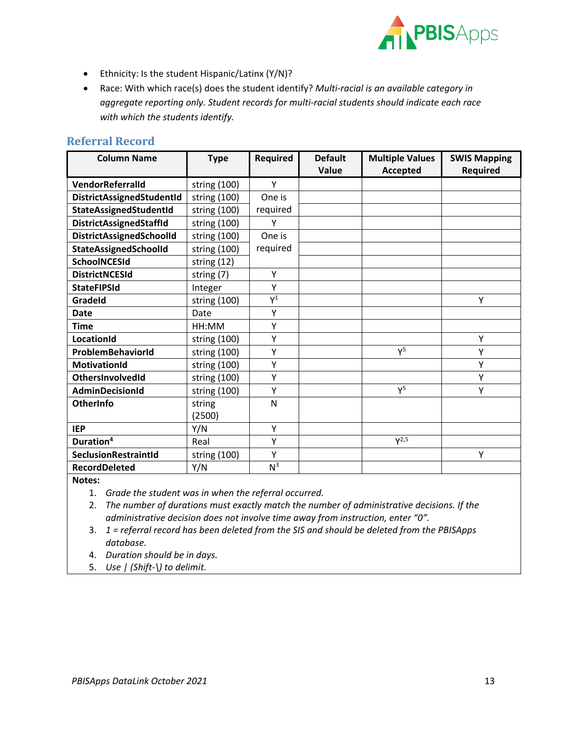- Ethnicity: Is the student Hispanic/Latinx (Y/N)?
- Race: With which race(s) does the student identify? *Multi-racial is an available category in aggregate reporting only. Student records for multi-racial students should indicate each race with which the students identify.*

## Referral Record

| Column Name | Type | Required | Default Value | Multiple Values Accepted | SWIS Mapping Required |
|---|---|---|---|---|---|
| **VendorReferralId** | string (100) | Y | | | |
| **DistrictAssignedStudentId** | string (100) | One is required | | | |
| **StateAssignedStudentId** | string (100) | | | | |
| **DistrictAssignedStaffId** | string (100) | Y | | | |
| **DistrictAssignedSchoolId** | string (100) | One is required | | | |
| **StateAssignedSchoolId** | string (100) | | | | |
| **SchoolNCESId** | string (12) | | | | |
| **DistrictNCESId** | string (7) | Y | | | |
| **StateFIPSId** | Integer | Y | | | |
| **GradeId** | string (100) | Y[1] | | | Y |
| **Date** | Date | Y | | | |
| **Time** | HH:MM | Y | | | |
| **LocationId** | string (100) | Y | | | Y |
| **ProblemBehaviorId** | string (100) | Y | | Y[5] | Y |
| **MotivationId** | string (100) | Y | | | Y |
| **OthersInvolvedId** | string (100) | Y | | | Y |
| **AdminDecisionId** | string (100) | Y | | Y[5] | Y |
| **OtherInfo** | string (2500) | N | | | |
| **IEP** | Y/N | Y | | | |
| **Duration[4]** | Real | Y | | Y[2,5] | |
| **SeclusionRestraintId** | string (100) | Y | | | Y |
| **RecordDeleted** | Y/N | N[3] | | | |

**Notes:**

1. *Grade the student was in when the referral occurred.*
2. *The number of durations must exactly match the number of administrative decisions. If the administrative decision does not involve time away from instruction, enter "0".*
3. *1 = referral record has been deleted from the SIS and should be deleted from the PBISApps database.*
4. *Duration should be in days.*
5. *Use | (Shift-\) to delimit.*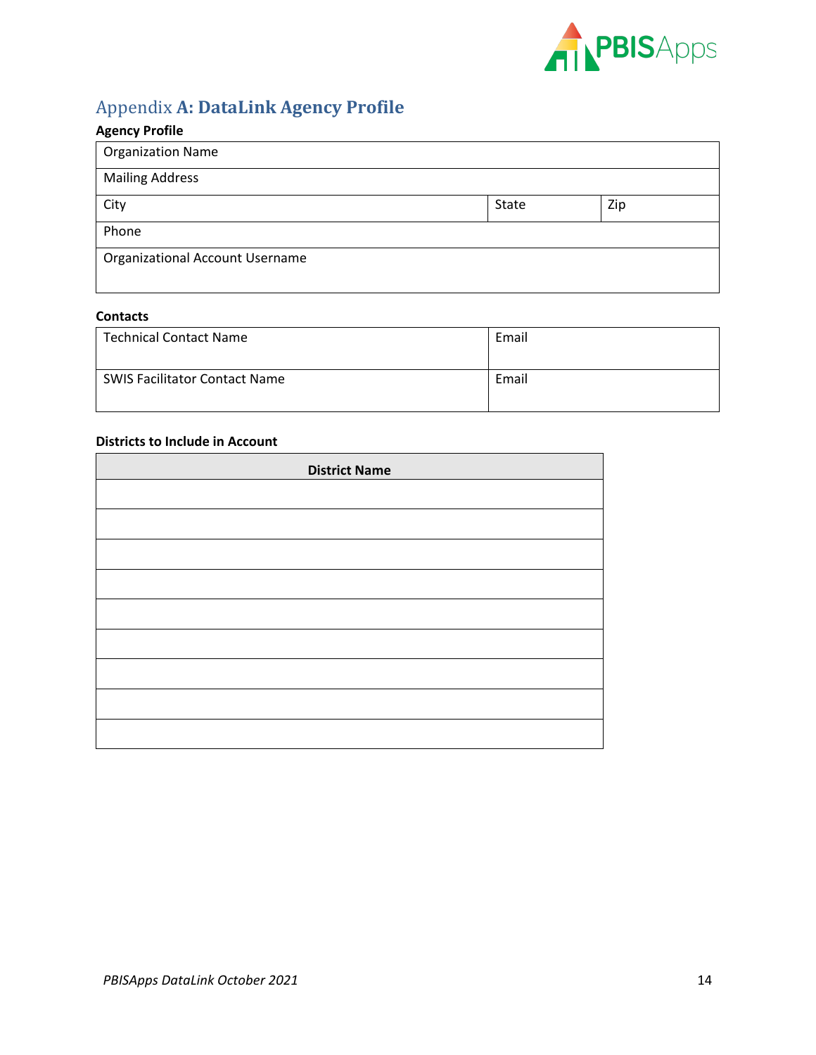## Appendix A: DataLink Agency Profile

**Agency Profile**

| Organization Name | | |
|---|---|---|
| Mailing Address | | |
| City | State | Zip |
| Phone | | |
| Organizational Account Username | | |

**Contacts**

| Technical Contact Name | Email |
|---|---|
| SWIS Facilitator Contact Name | Email |

**Districts to Include in Account**

| District Name |
|---|
| |
| |
| |
| |
| |
| |
| |
| |
| |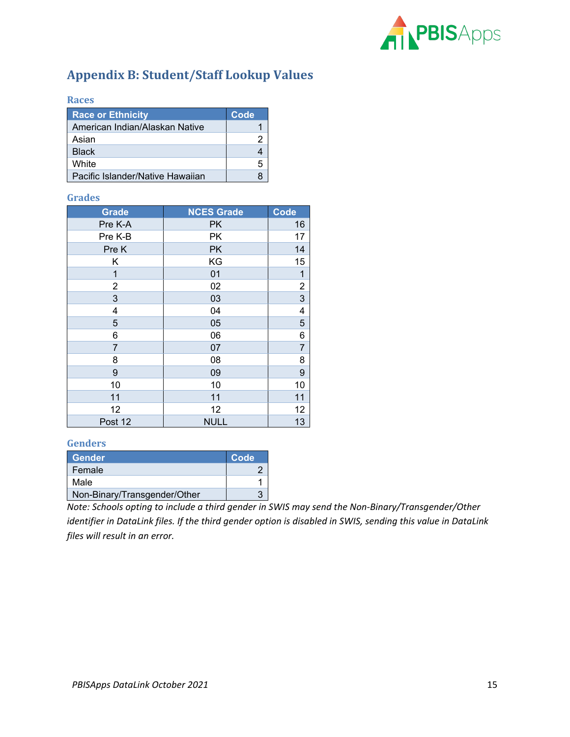## Appendix B: Student/Staff Lookup Values

### Races

| Race or Ethnicity | Code |
| --- | --- |
| American Indian/Alaskan Native | 1 |
| Asian | 2 |
| Black | 4 |
| White | 5 |
| Pacific Islander/Native Hawaiian | 8 |

### Grades

| Grade | NCES Grade | Code |
| --- | --- | --- |
| Pre K-A | PK | 16 |
| Pre K-B | PK | 17 |
| Pre K | PK | 14 |
| K | KG | 15 |
| 1 | 01 | 1 |
| 2 | 02 | 2 |
| 3 | 03 | 3 |
| 4 | 04 | 4 |
| 5 | 05 | 5 |
| 6 | 06 | 6 |
| 7 | 07 | 7 |
| 8 | 08 | 8 |
| 9 | 09 | 9 |
| 10 | 10 | 10 |
| 11 | 11 | 11 |
| 12 | 12 | 12 |
| Post 12 | NULL | 13 |

### Genders

| Gender | Code |
| --- | --- |
| Female | 2 |
| Male | 1 |
| Non-Binary/Transgender/Other | 3 |

*Note: Schools opting to include a third gender in SWIS may send the Non-Binary/Transgender/Other identifier in DataLink files. If the third gender option is disabled in SWIS, sending this value in DataLink files will result in an error.*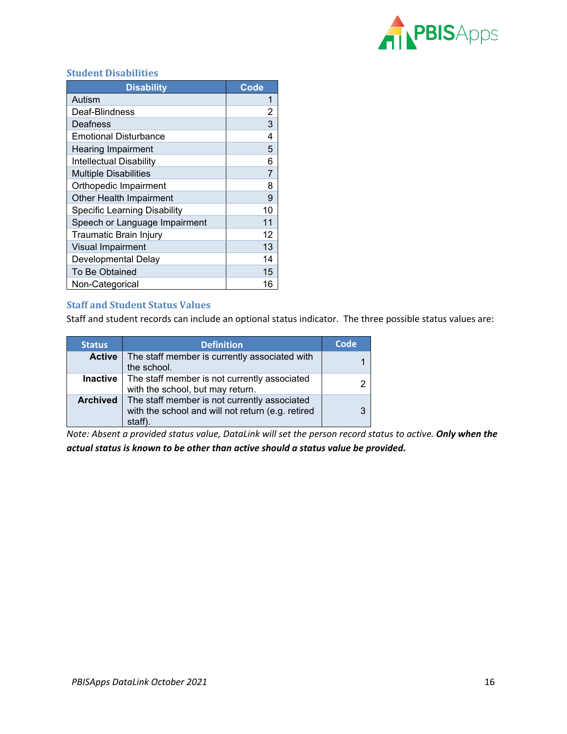### Student Disabilities

| Disability | Code |
|---|---|
| Autism | 1 |
| Deaf-Blindness | 2 |
| Deafness | 3 |
| Emotional Disturbance | 4 |
| Hearing Impairment | 5 |
| Intellectual Disability | 6 |
| Multiple Disabilities | 7 |
| Orthopedic Impairment | 8 |
| Other Health Impairment | 9 |
| Specific Learning Disability | 10 |
| Speech or Language Impairment | 11 |
| Traumatic Brain Injury | 12 |
| Visual Impairment | 13 |
| Developmental Delay | 14 |
| To Be Obtained | 15 |
| Non-Categorical | 16 |

### Staff and Student Status Values

Staff and student records can include an optional status indicator. The three possible status values are:

| Status | Definition | Code |
|---|---|---|
| **Active** | The staff member is currently associated with the school. | 1 |
| **Inactive** | The staff member is not currently associated with the school, but may return. | 2 |
| **Archived** | The staff member is not currently associated with the school and will not return (e.g. retired staff). | 3 |

*Note: Absent a provided status value, DataLink will set the person record status to active.* ***Only when the actual status is known to be other than active should a status value be provided.***